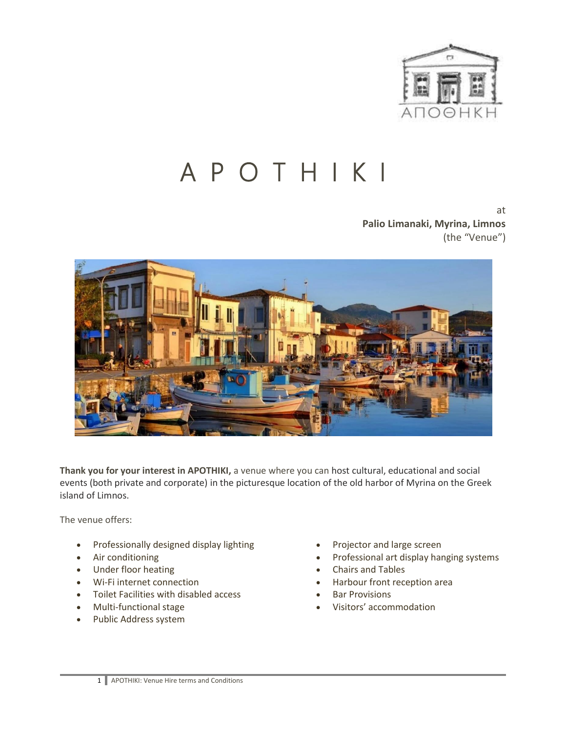# A P O T H I K I

at
**Palio Limanaki, Myrina, Limnos**
(the "Venue")

**Thank you for your interest in APOTHIKI,** a venue where you can host cultural, educational and social events (both private and corporate) in the picturesque location of the old harbor of Myrina on the Greek island of Limnos.

The venue offers:

- Professionally designed display lighting
- Air conditioning
- Under floor heating
- Wi-Fi internet connection
- Toilet Facilities with disabled access
- Multi-functional stage
- Public Address system
- Projector and large screen
- Professional art display hanging systems
- Chairs and Tables
- Harbour front reception area
- Bar Provisions
- Visitors' accommodation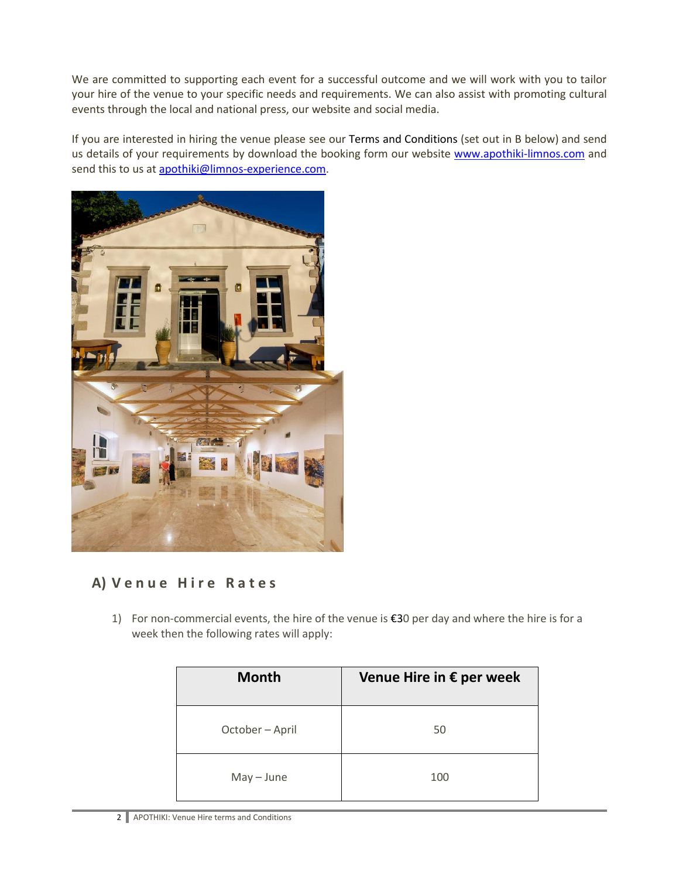We are committed to supporting each event for a successful outcome and we will work with you to tailor your hire of the venue to your specific needs and requirements. We can also assist with promoting cultural events through the local and national press, our website and social media.

If you are interested in hiring the venue please see our Terms and Conditions (set out in B below) and send us details of your requirements by download the booking form our website www.apothiki-limnos.com and send this to us at apothiki@limnos-experience.com.

## A) Venue Hire Rates

1) For non-commercial events, the hire of the venue is €30 per day and where the hire is for a week then the following rates will apply:

| Month | Venue Hire in € per week |
|---|---|
| October – April | 50 |
| May – June | 100 |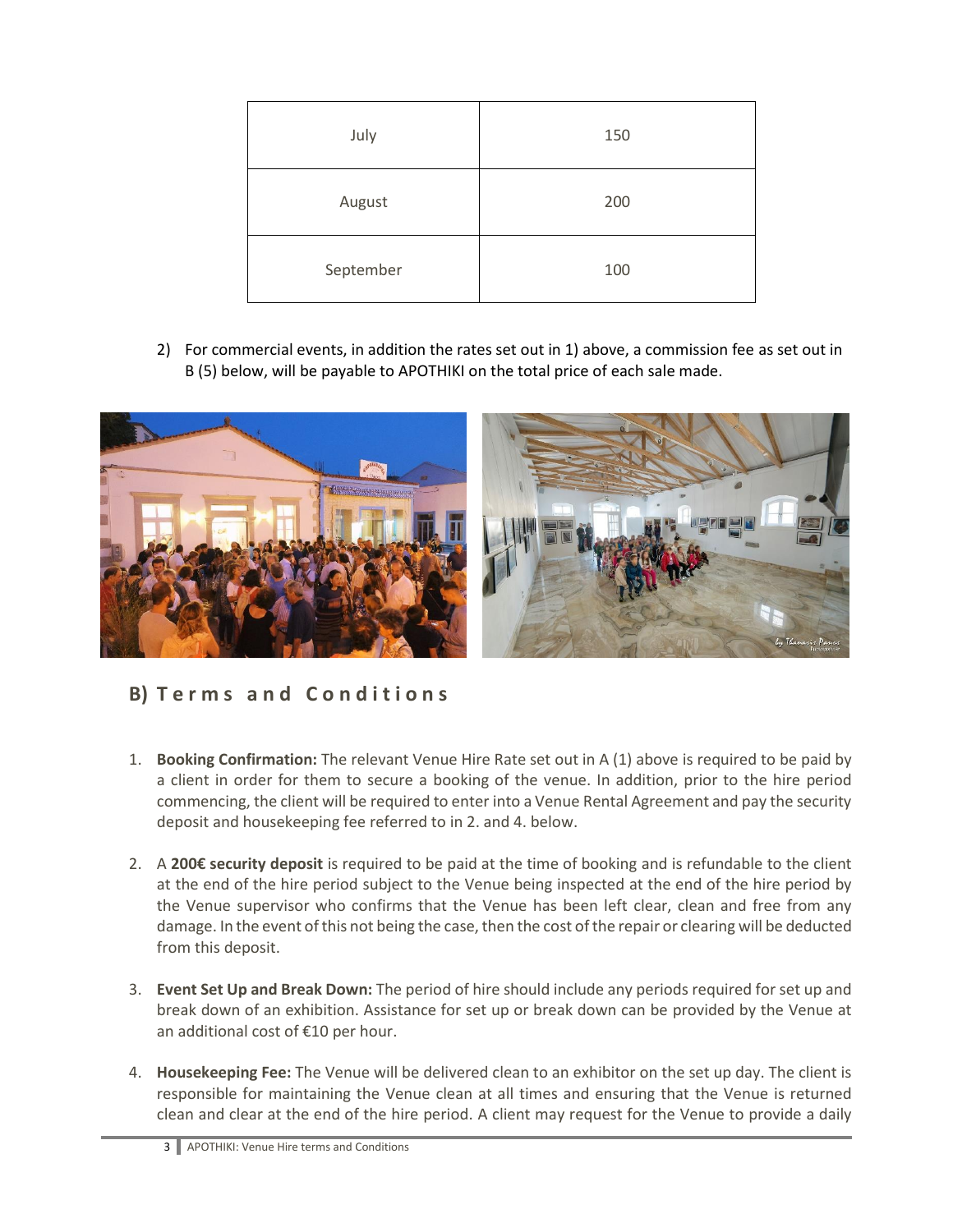| | |
|---|---|
| July | 150 |
| August | 200 |
| September | 100 |

2) For commercial events, in addition the rates set out in 1) above, a commission fee as set out in B (5) below, will be payable to APOTHIKI on the total price of each sale made.

## B) Terms and Conditions

1. **Booking Confirmation:** The relevant Venue Hire Rate set out in A (1) above is required to be paid by a client in order for them to secure a booking of the venue. In addition, prior to the hire period commencing, the client will be required to enter into a Venue Rental Agreement and pay the security deposit and housekeeping fee referred to in 2. and 4. below.

2. A **200€ security deposit** is required to be paid at the time of booking and is refundable to the client at the end of the hire period subject to the Venue being inspected at the end of the hire period by the Venue supervisor who confirms that the Venue has been left clear, clean and free from any damage. In the event of this not being the case, then the cost of the repair or clearing will be deducted from this deposit.

3. **Event Set Up and Break Down:** The period of hire should include any periods required for set up and break down of an exhibition. Assistance for set up or break down can be provided by the Venue at an additional cost of €10 per hour.

4. **Housekeeping Fee:** The Venue will be delivered clean to an exhibitor on the set up day. The client is responsible for maintaining the Venue clean at all times and ensuring that the Venue is returned clean and clear at the end of the hire period. A client may request for the Venue to provide a daily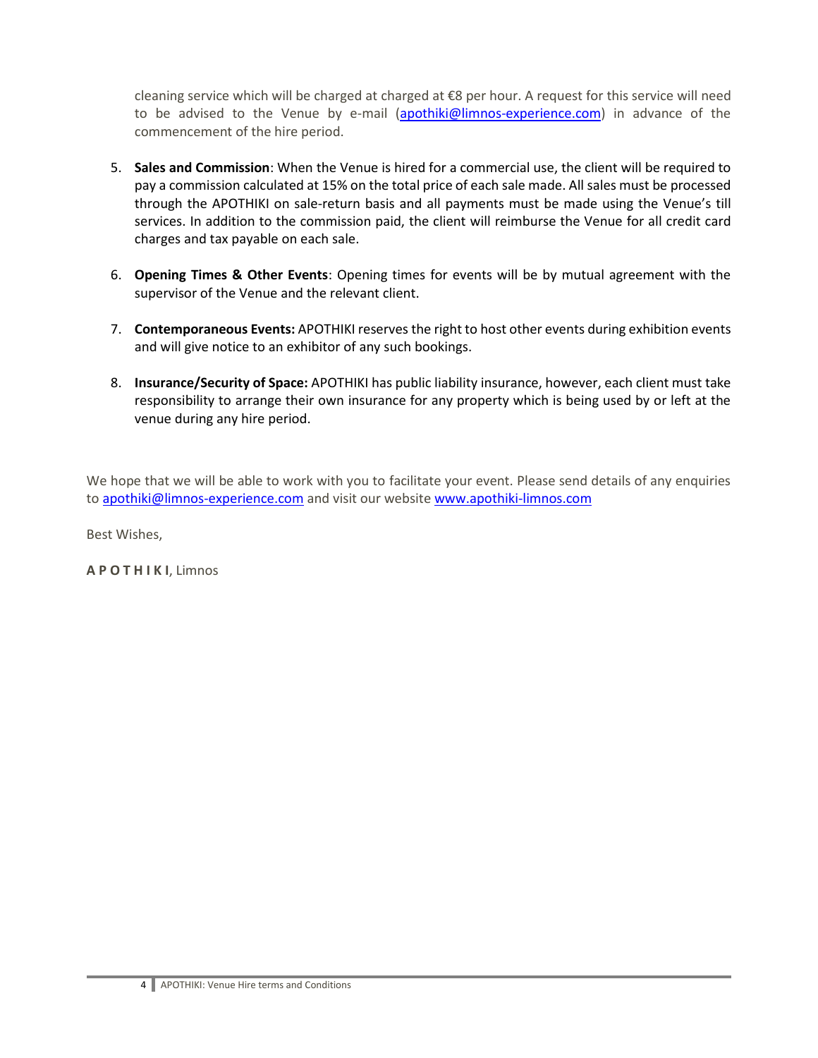cleaning service which will be charged at charged at €8 per hour. A request for this service will need to be advised to the Venue by e-mail (apothiki@limnos-experience.com) in advance of the commencement of the hire period.

5. **Sales and Commission**: When the Venue is hired for a commercial use, the client will be required to pay a commission calculated at 15% on the total price of each sale made. All sales must be processed through the APOTHIKI on sale-return basis and all payments must be made using the Venue's till services. In addition to the commission paid, the client will reimburse the Venue for all credit card charges and tax payable on each sale.

6. **Opening Times & Other Events**: Opening times for events will be by mutual agreement with the supervisor of the Venue and the relevant client.

7. **Contemporaneous Events:** APOTHIKI reserves the right to host other events during exhibition events and will give notice to an exhibitor of any such bookings.

8. **Insurance/Security of Space:** APOTHIKI has public liability insurance, however, each client must take responsibility to arrange their own insurance for any property which is being used by or left at the venue during any hire period.

We hope that we will be able to work with you to facilitate your event. Please send details of any enquiries to apothiki@limnos-experience.com and visit our website www.apothiki-limnos.com

Best Wishes,

**A P O T H I K I**, Limnos